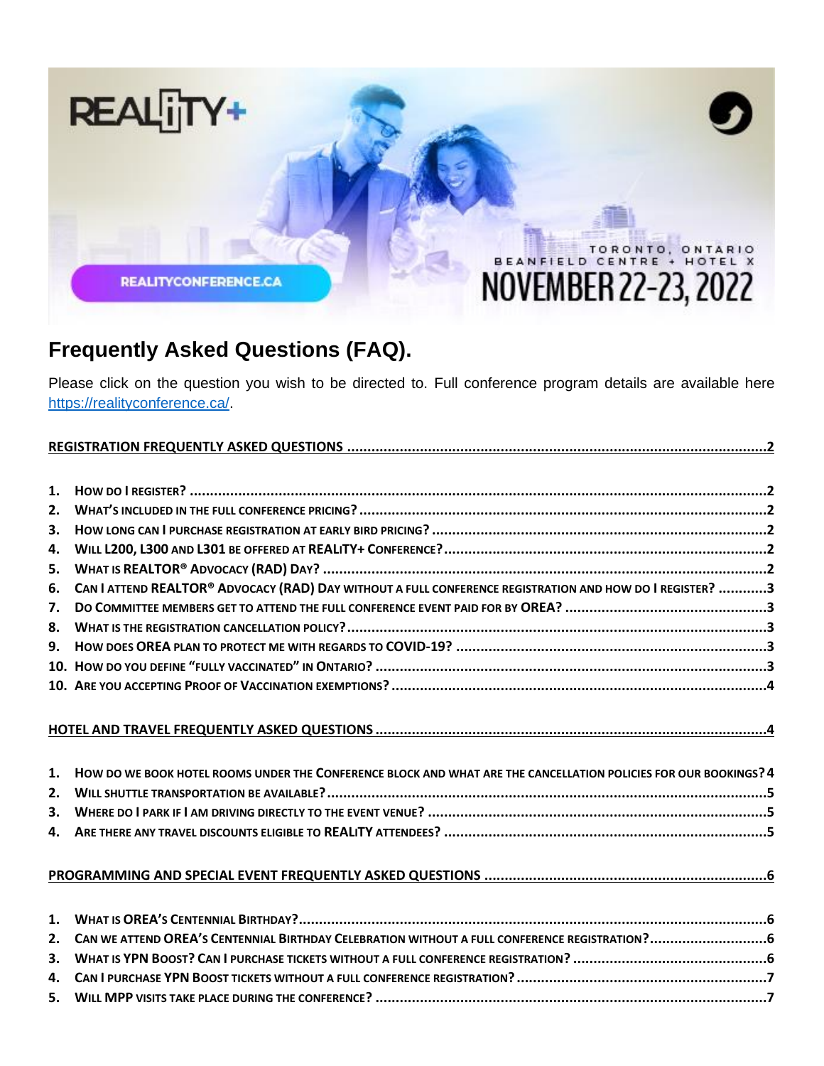REALiTY+

TORONTO, ONTARIO
BEANFIELD CENTRE + HOTEL X
NOVEMBER 22-23, 2022

REALITYCONFERENCE.CA

# Frequently Asked Questions (FAQ).

Please click on the question you wish to be directed to. Full conference program details are available here https://realityconference.ca/.

**REGISTRATION FREQUENTLY ASKED QUESTIONS** ....................................................................................2

1. HOW DO I REGISTER? ....................................................................................2
2. WHAT'S INCLUDED IN THE FULL CONFERENCE PRICING? ....................................................................................2
3. HOW LONG CAN I PURCHASE REGISTRATION AT EARLY BIRD PRICING? ....................................................................................2
4. WILL L200, L300 AND L301 BE OFFERED AT REALiTY+ CONFERENCE? ....................................................................................2
5. WHAT IS REALTOR® ADVOCACY (RAD) DAY? ....................................................................................2
6. CAN I ATTEND REALTOR® ADVOCACY (RAD) DAY WITHOUT A FULL CONFERENCE REGISTRATION AND HOW DO I REGISTER? ....................3
7. DO COMMITTEE MEMBERS GET TO ATTEND THE FULL CONFERENCE EVENT PAID FOR BY OREA? ....................................................................................3
8. WHAT IS THE REGISTRATION CANCELLATION POLICY? ....................................................................................3
9. HOW DOES OREA PLAN TO PROTECT ME WITH REGARDS TO COVID-19? ....................................................................................3
10. HOW DO YOU DEFINE "FULLY VACCINATED" IN ONTARIO? ....................................................................................3
10. ARE YOU ACCEPTING PROOF OF VACCINATION EXEMPTIONS? ....................................................................................4

**HOTEL AND TRAVEL FREQUENTLY ASKED QUESTIONS** ....................................................................................4

1. HOW DO WE BOOK HOTEL ROOMS UNDER THE CONFERENCE BLOCK AND WHAT ARE THE CANCELLATION POLICIES FOR OUR BOOKINGS? 4
2. WILL SHUTTLE TRANSPORTATION BE AVAILABLE? ....................................................................................5
3. WHERE DO I PARK IF I AM DRIVING DIRECTLY TO THE EVENT VENUE? ....................................................................................5
4. ARE THERE ANY TRAVEL DISCOUNTS ELIGIBLE TO REALiTY ATTENDEES? ....................................................................................5

**PROGRAMMING AND SPECIAL EVENT FREQUENTLY ASKED QUESTIONS** ....................................................................................6

1. WHAT IS OREA'S CENTENNIAL BIRTHDAY? ....................................................................................6
2. CAN WE ATTEND OREA'S CENTENNIAL BIRTHDAY CELEBRATION WITHOUT A FULL CONFERENCE REGISTRATION? ....................................................................................6
3. WHAT IS YPN BOOST? CAN I PURCHASE TICKETS WITHOUT A FULL CONFERENCE REGISTRATION? ....................................................................................6
4. CAN I PURCHASE YPN BOOST TICKETS WITHOUT A FULL CONFERENCE REGISTRATION? ....................................................................................7
5. WILL MPP VISITS TAKE PLACE DURING THE CONFERENCE? ....................................................................................7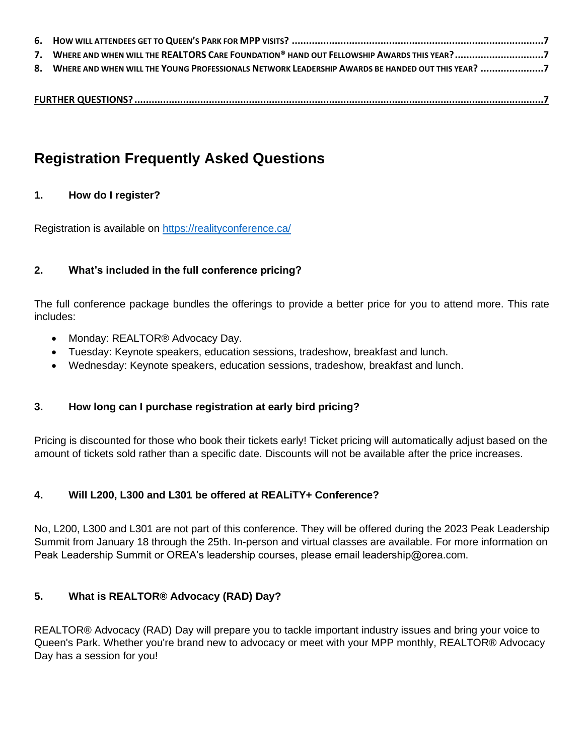6. **How will attendees get to Queen's Park for MPP visits?** ....................7
7. **Where and when will the REALTORS Care Foundation® hand out Fellowship Awards this year?** ....................7
8. **Where and when will the Young Professionals Network Leadership Awards be handed out this year?** ....................7

**FURTHER QUESTIONS?** ....................7

# Registration Frequently Asked Questions

### 1. How do I register?

Registration is available on https://realityconference.ca/

### 2. What's included in the full conference pricing?

The full conference package bundles the offerings to provide a better price for you to attend more. This rate includes:

- Monday: REALTOR® Advocacy Day.
- Tuesday: Keynote speakers, education sessions, tradeshow, breakfast and lunch.
- Wednesday: Keynote speakers, education sessions, tradeshow, breakfast and lunch.

### 3. How long can I purchase registration at early bird pricing?

Pricing is discounted for those who book their tickets early! Ticket pricing will automatically adjust based on the amount of tickets sold rather than a specific date. Discounts will not be available after the price increases.

### 4. Will L200, L300 and L301 be offered at REALiTY+ Conference?

No, L200, L300 and L301 are not part of this conference. They will be offered during the 2023 Peak Leadership Summit from January 18 through the 25th. In-person and virtual classes are available. For more information on Peak Leadership Summit or OREA's leadership courses, please email leadership@orea.com.

### 5. What is REALTOR® Advocacy (RAD) Day?

REALTOR® Advocacy (RAD) Day will prepare you to tackle important industry issues and bring your voice to Queen's Park. Whether you're brand new to advocacy or meet with your MPP monthly, REALTOR® Advocacy Day has a session for you!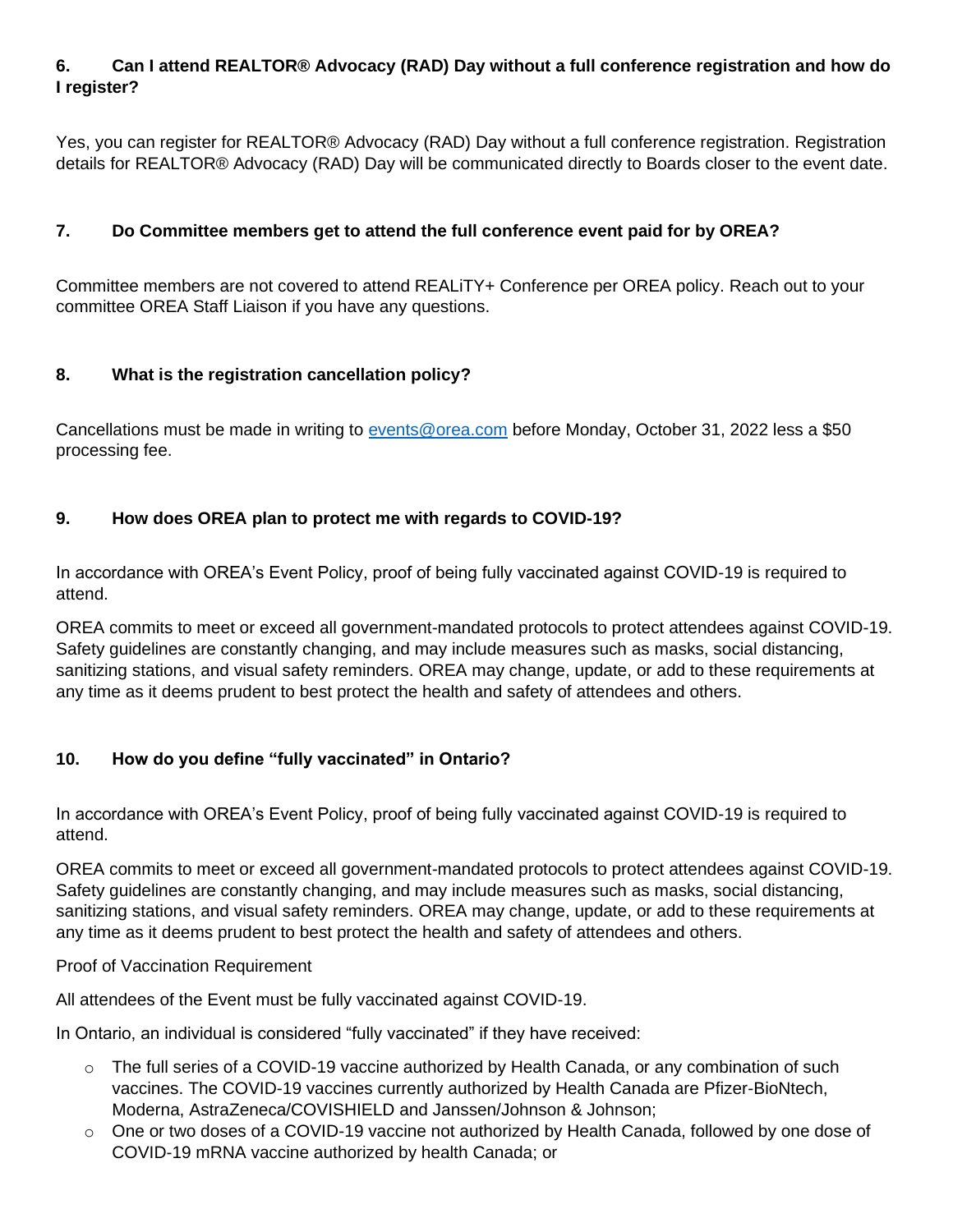### 6. Can I attend REALTOR® Advocacy (RAD) Day without a full conference registration and how do I register?

Yes, you can register for REALTOR® Advocacy (RAD) Day without a full conference registration. Registration details for REALTOR® Advocacy (RAD) Day will be communicated directly to Boards closer to the event date.

### 7. Do Committee members get to attend the full conference event paid for by OREA?

Committee members are not covered to attend REALiTY+ Conference per OREA policy. Reach out to your committee OREA Staff Liaison if you have any questions.

### 8. What is the registration cancellation policy?

Cancellations must be made in writing to [events@orea.com](mailto:events@orea.com) before Monday, October 31, 2022 less a $50 processing fee.

### 9. How does OREA plan to protect me with regards to COVID-19?

In accordance with OREA's Event Policy, proof of being fully vaccinated against COVID-19 is required to attend.

OREA commits to meet or exceed all government-mandated protocols to protect attendees against COVID-19. Safety guidelines are constantly changing, and may include measures such as masks, social distancing, sanitizing stations, and visual safety reminders. OREA may change, update, or add to these requirements at any time as it deems prudent to best protect the health and safety of attendees and others.

### 10. How do you define "fully vaccinated" in Ontario?

In accordance with OREA's Event Policy, proof of being fully vaccinated against COVID-19 is required to attend.

OREA commits to meet or exceed all government-mandated protocols to protect attendees against COVID-19. Safety guidelines are constantly changing, and may include measures such as masks, social distancing, sanitizing stations, and visual safety reminders. OREA may change, update, or add to these requirements at any time as it deems prudent to best protect the health and safety of attendees and others.

Proof of Vaccination Requirement

All attendees of the Event must be fully vaccinated against COVID-19.

In Ontario, an individual is considered "fully vaccinated" if they have received:

- The full series of a COVID-19 vaccine authorized by Health Canada, or any combination of such vaccines. The COVID-19 vaccines currently authorized by Health Canada are Pfizer-BioNtech, Moderna, AstraZeneca/COVISHIELD and Janssen/Johnson & Johnson;
- One or two doses of a COVID-19 vaccine not authorized by Health Canada, followed by one dose of COVID-19 mRNA vaccine authorized by health Canada; or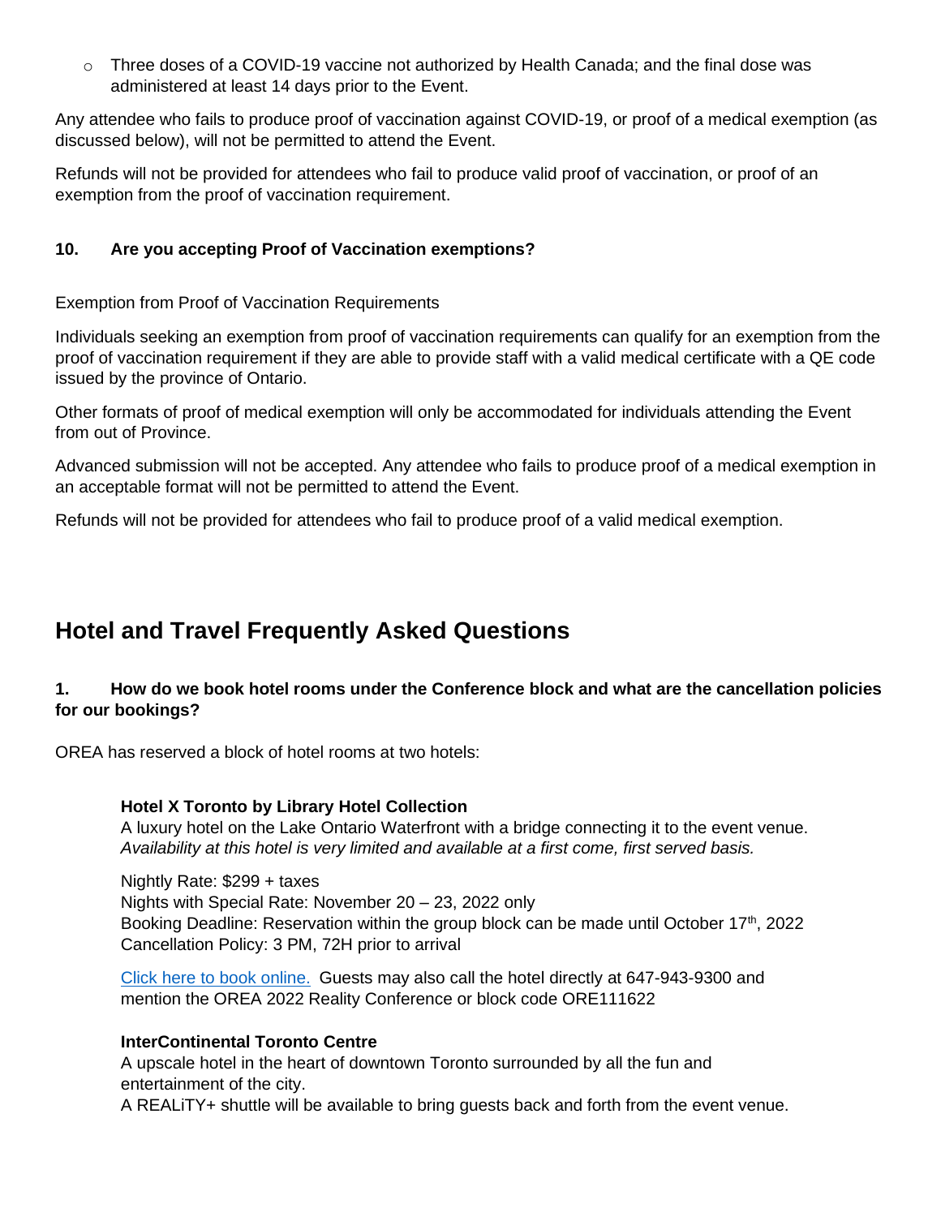- Three doses of a COVID-19 vaccine not authorized by Health Canada; and the final dose was administered at least 14 days prior to the Event.

Any attendee who fails to produce proof of vaccination against COVID-19, or proof of a medical exemption (as discussed below), will not be permitted to attend the Event.

Refunds will not be provided for attendees who fail to produce valid proof of vaccination, or proof of an exemption from the proof of vaccination requirement.

**10. Are you accepting Proof of Vaccination exemptions?**

Exemption from Proof of Vaccination Requirements

Individuals seeking an exemption from proof of vaccination requirements can qualify for an exemption from the proof of vaccination requirement if they are able to provide staff with a valid medical certificate with a QE code issued by the province of Ontario.

Other formats of proof of medical exemption will only be accommodated for individuals attending the Event from out of Province.

Advanced submission will not be accepted. Any attendee who fails to produce proof of a medical exemption in an acceptable format will not be permitted to attend the Event.

Refunds will not be provided for attendees who fail to produce proof of a valid medical exemption.

## Hotel and Travel Frequently Asked Questions

**1. How do we book hotel rooms under the Conference block and what are the cancellation policies for our bookings?**

OREA has reserved a block of hotel rooms at two hotels:

**Hotel X Toronto by Library Hotel Collection**
A luxury hotel on the Lake Ontario Waterfront with a bridge connecting it to the event venue.
*Availability at this hotel is very limited and available at a first come, first served basis.*

Nightly Rate: $299 + taxes
Nights with Special Rate: November 20 – 23, 2022 only
Booking Deadline: Reservation within the group block can be made until October 17th, 2022
Cancellation Policy: 3 PM, 72H prior to arrival

Click here to book online. Guests may also call the hotel directly at 647-943-9300 and mention the OREA 2022 Reality Conference or block code ORE111622

**InterContinental Toronto Centre**
A upscale hotel in the heart of downtown Toronto surrounded by all the fun and entertainment of the city.
A REALiTY+ shuttle will be available to bring guests back and forth from the event venue.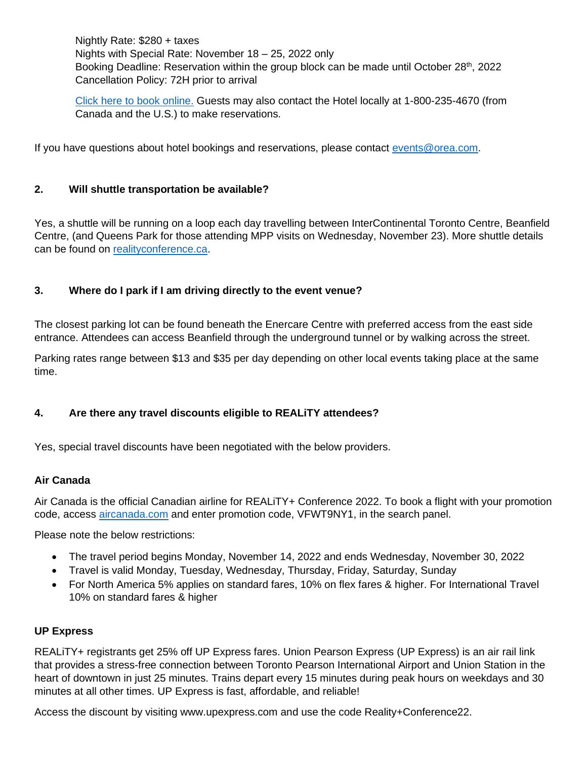Nightly Rate: $280 + taxes
Nights with Special Rate: November 18 – 25, 2022 only
Booking Deadline: Reservation within the group block can be made until October 28th, 2022
Cancellation Policy: 72H prior to arrival

[Click here to book online.](#) Guests may also contact the Hotel locally at 1-800-235-4670 (from Canada and the U.S.) to make reservations.

If you have questions about hotel bookings and reservations, please contact events@orea.com.

**2. Will shuttle transportation be available?**

Yes, a shuttle will be running on a loop each day travelling between InterContinental Toronto Centre, Beanfield Centre, (and Queens Park for those attending MPP visits on Wednesday, November 23). More shuttle details can be found on realityconference.ca.

**3. Where do I park if I am driving directly to the event venue?**

The closest parking lot can be found beneath the Enercare Centre with preferred access from the east side entrance. Attendees can access Beanfield through the underground tunnel or by walking across the street.

Parking rates range between $13 and $35 per day depending on other local events taking place at the same time.

**4. Are there any travel discounts eligible to REALiTY attendees?**

Yes, special travel discounts have been negotiated with the below providers.

**Air Canada**

Air Canada is the official Canadian airline for REALiTY+ Conference 2022. To book a flight with your promotion code, access aircanada.com and enter promotion code, VFWT9NY1, in the search panel.

Please note the below restrictions:

- The travel period begins Monday, November 14, 2022 and ends Wednesday, November 30, 2022
- Travel is valid Monday, Tuesday, Wednesday, Thursday, Friday, Saturday, Sunday
- For North America 5% applies on standard fares, 10% on flex fares & higher. For International Travel 10% on standard fares & higher

**UP Express**

REALiTY+ registrants get 25% off UP Express fares. Union Pearson Express (UP Express) is an air rail link that provides a stress-free connection between Toronto Pearson International Airport and Union Station in the heart of downtown in just 25 minutes. Trains depart every 15 minutes during peak hours on weekdays and 30 minutes at all other times. UP Express is fast, affordable, and reliable!

Access the discount by visiting www.upexpress.com and use the code Reality+Conference22.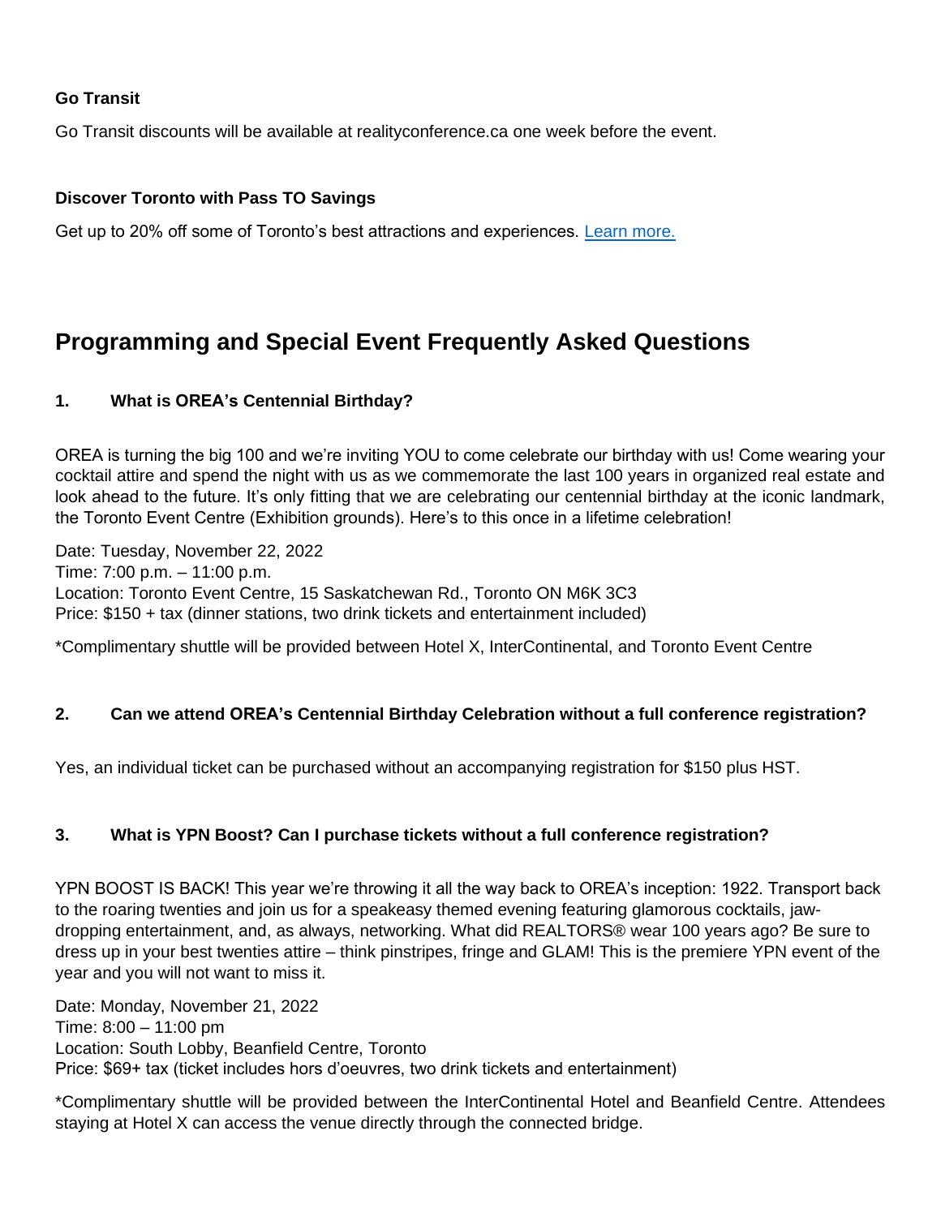**Go Transit**

Go Transit discounts will be available at realityconference.ca one week before the event.

**Discover Toronto with Pass TO Savings**

Get up to 20% off some of Toronto's best attractions and experiences. [Learn more.]()

## Programming and Special Event Frequently Asked Questions

### 1. What is OREA's Centennial Birthday?

OREA is turning the big 100 and we're inviting YOU to come celebrate our birthday with us! Come wearing your cocktail attire and spend the night with us as we commemorate the last 100 years in organized real estate and look ahead to the future. It's only fitting that we are celebrating our centennial birthday at the iconic landmark, the Toronto Event Centre (Exhibition grounds). Here's to this once in a lifetime celebration!

Date: Tuesday, November 22, 2022
Time: 7:00 p.m. – 11:00 p.m.
Location: Toronto Event Centre, 15 Saskatchewan Rd., Toronto ON M6K 3C3
Price: $150 + tax (dinner stations, two drink tickets and entertainment included)

*Complimentary shuttle will be provided between Hotel X, InterContinental, and Toronto Event Centre

### 2. Can we attend OREA's Centennial Birthday Celebration without a full conference registration?

Yes, an individual ticket can be purchased without an accompanying registration for $150 plus HST.

### 3. What is YPN Boost? Can I purchase tickets without a full conference registration?

YPN BOOST IS BACK! This year we're throwing it all the way back to OREA's inception: 1922. Transport back to the roaring twenties and join us for a speakeasy themed evening featuring glamorous cocktails, jaw-dropping entertainment, and, as always, networking. What did REALTORS® wear 100 years ago? Be sure to dress up in your best twenties attire – think pinstripes, fringe and GLAM! This is the premiere YPN event of the year and you will not want to miss it.

Date: Monday, November 21, 2022
Time: 8:00 – 11:00 pm
Location: South Lobby, Beanfield Centre, Toronto
Price: $69+ tax (ticket includes hors d'oeuvres, two drink tickets and entertainment)

*Complimentary shuttle will be provided between the InterContinental Hotel and Beanfield Centre. Attendees staying at Hotel X can access the venue directly through the connected bridge.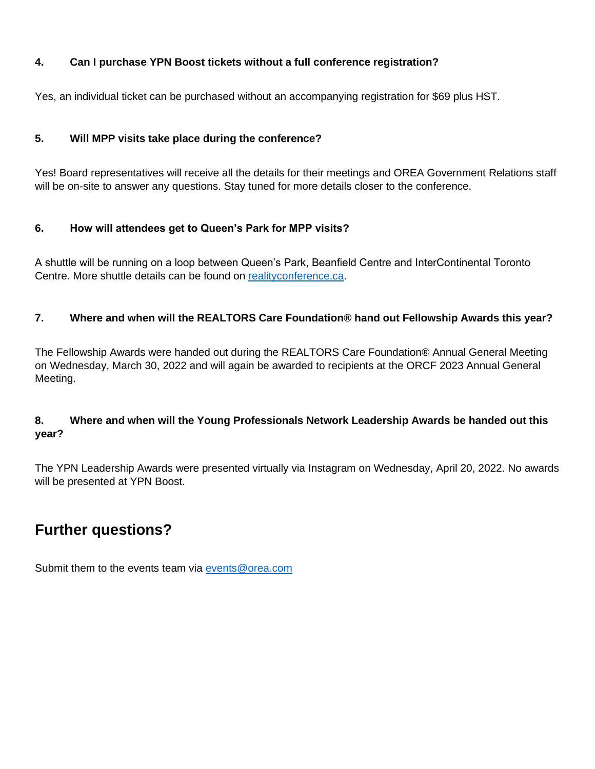**4. Can I purchase YPN Boost tickets without a full conference registration?**

Yes, an individual ticket can be purchased without an accompanying registration for $69 plus HST.

**5. Will MPP visits take place during the conference?**

Yes! Board representatives will receive all the details for their meetings and OREA Government Relations staff will be on-site to answer any questions. Stay tuned for more details closer to the conference.

**6. How will attendees get to Queen's Park for MPP visits?**

A shuttle will be running on a loop between Queen's Park, Beanfield Centre and InterContinental Toronto Centre. More shuttle details can be found on [realityconference.ca](realityconference.ca).

**7. Where and when will the REALTORS Care Foundation® hand out Fellowship Awards this year?**

The Fellowship Awards were handed out during the REALTORS Care Foundation® Annual General Meeting on Wednesday, March 30, 2022 and will again be awarded to recipients at the ORCF 2023 Annual General Meeting.

**8. Where and when will the Young Professionals Network Leadership Awards be handed out this year?**

The YPN Leadership Awards were presented virtually via Instagram on Wednesday, April 20, 2022. No awards will be presented at YPN Boost.

## Further questions?

Submit them to the events team via [events@orea.com](mailto:events@orea.com)